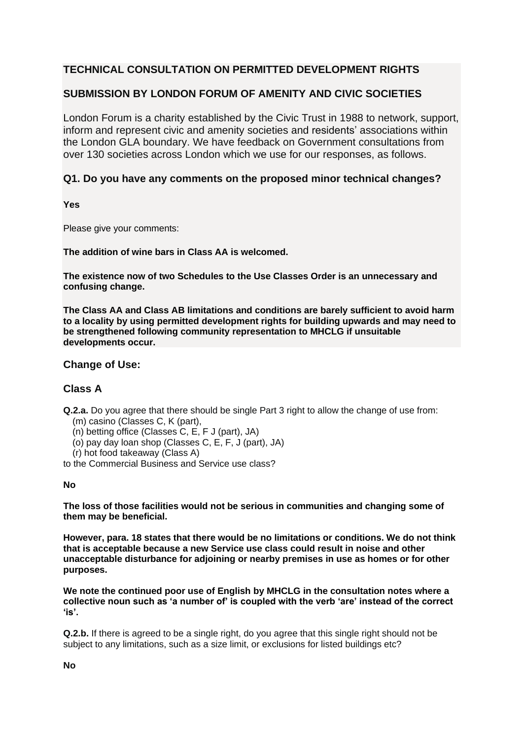## TECHNICAL CONSULTATION ON PERMITTED DEVELOPMENT RIGHTS

## SUBMISSION BY LONDON FORUM OF AMENITY AND CIVIC SOCIETIES

London Forum is a charity established by the Civic Trust in 1988 to network, support, inform and represent civic and amenity societies and residents' associations within the London GLA boundary. We have feedback on Government consultations from over 130 societies across London which we use for our responses, as follows.

### Q1. Do you have any comments on the proposed minor technical changes?

**Yes**

Please give your comments:

**The addition of wine bars in Class AA is welcomed.**

**The existence now of two Schedules to the Use Classes Order is an unnecessary and confusing change.**

**The Class AA and Class AB limitations and conditions are barely sufficient to avoid harm to a locality by using permitted development rights for building upwards and may need to be strengthened following community representation to MHCLG if unsuitable developments occur.**

### Change of Use:

### Class A

**Q.2.a.** Do you agree that there should be single Part 3 right to allow the change of use from:

(m) casino (Classes C, K (part),
(n) betting office (Classes C, E, F J (part), JA)
(o) pay day loan shop (Classes C, E, F, J (part), JA)
(r) hot food takeaway (Class A)

to the Commercial Business and Service use class?

**No**

**The loss of those facilities would not be serious in communities and changing some of them may be beneficial.**

**However, para. 18 states that there would be no limitations or conditions. We do not think that is acceptable because a new Service use class could result in noise and other unacceptable disturbance for adjoining or nearby premises in use as homes or for other purposes.**

**We note the continued poor use of English by MHCLG in the consultation notes where a collective noun such as 'a number of' is coupled with the verb 'are' instead of the correct 'is'.**

**Q.2.b.** If there is agreed to be a single right, do you agree that this single right should not be subject to any limitations, such as a size limit, or exclusions for listed buildings etc?

**No**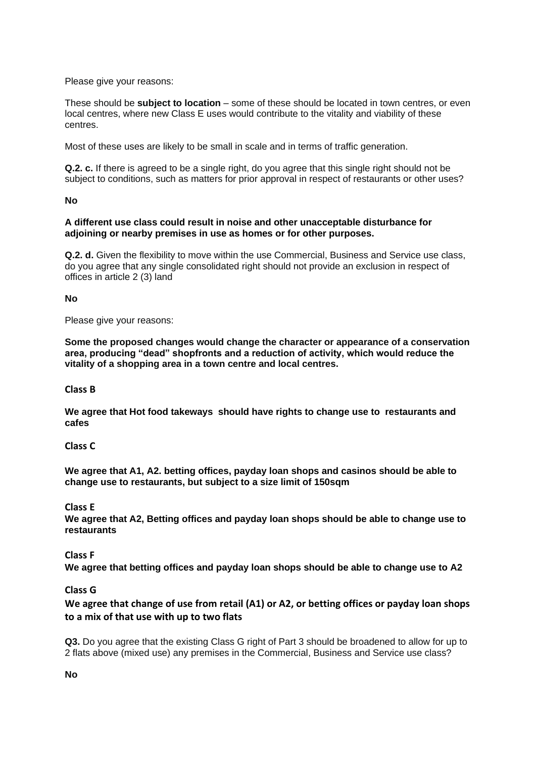Please give your reasons:

These should be **subject to location** – some of these should be located in town centres, or even local centres, where new Class E uses would contribute to the vitality and viability of these centres.

Most of these uses are likely to be small in scale and in terms of traffic generation.

**Q.2. c.** If there is agreed to be a single right, do you agree that this single right should not be subject to conditions, such as matters for prior approval in respect of restaurants or other uses?

**No**

**A different use class could result in noise and other unacceptable disturbance for adjoining or nearby premises in use as homes or for other purposes.**

**Q.2. d.** Given the flexibility to move within the use Commercial, Business and Service use class, do you agree that any single consolidated right should not provide an exclusion in respect of offices in article 2 (3) land

**No**

Please give your reasons:

**Some the proposed changes would change the character or appearance of a conservation area, producing "dead" shopfronts and a reduction of activity, which would reduce the vitality of a shopping area in a town centre and local centres.**

**Class B**

**We agree that Hot food takeways should have rights to change use to restaurants and cafes**

**Class C**

**We agree that A1, A2. betting offices, payday loan shops and casinos should be able to change use to restaurants, but subject to a size limit of 150sqm**

**Class E**

**We agree that A2, Betting offices and payday loan shops should be able to change use to restaurants**

**Class F**

**We agree that betting offices and payday loan shops should be able to change use to A2**

**Class G**

**We agree that change of use from retail (A1) or A2, or betting offices or payday loan shops to a mix of that use with up to two flats**

**Q3.** Do you agree that the existing Class G right of Part 3 should be broadened to allow for up to 2 flats above (mixed use) any premises in the Commercial, Business and Service use class?

**No**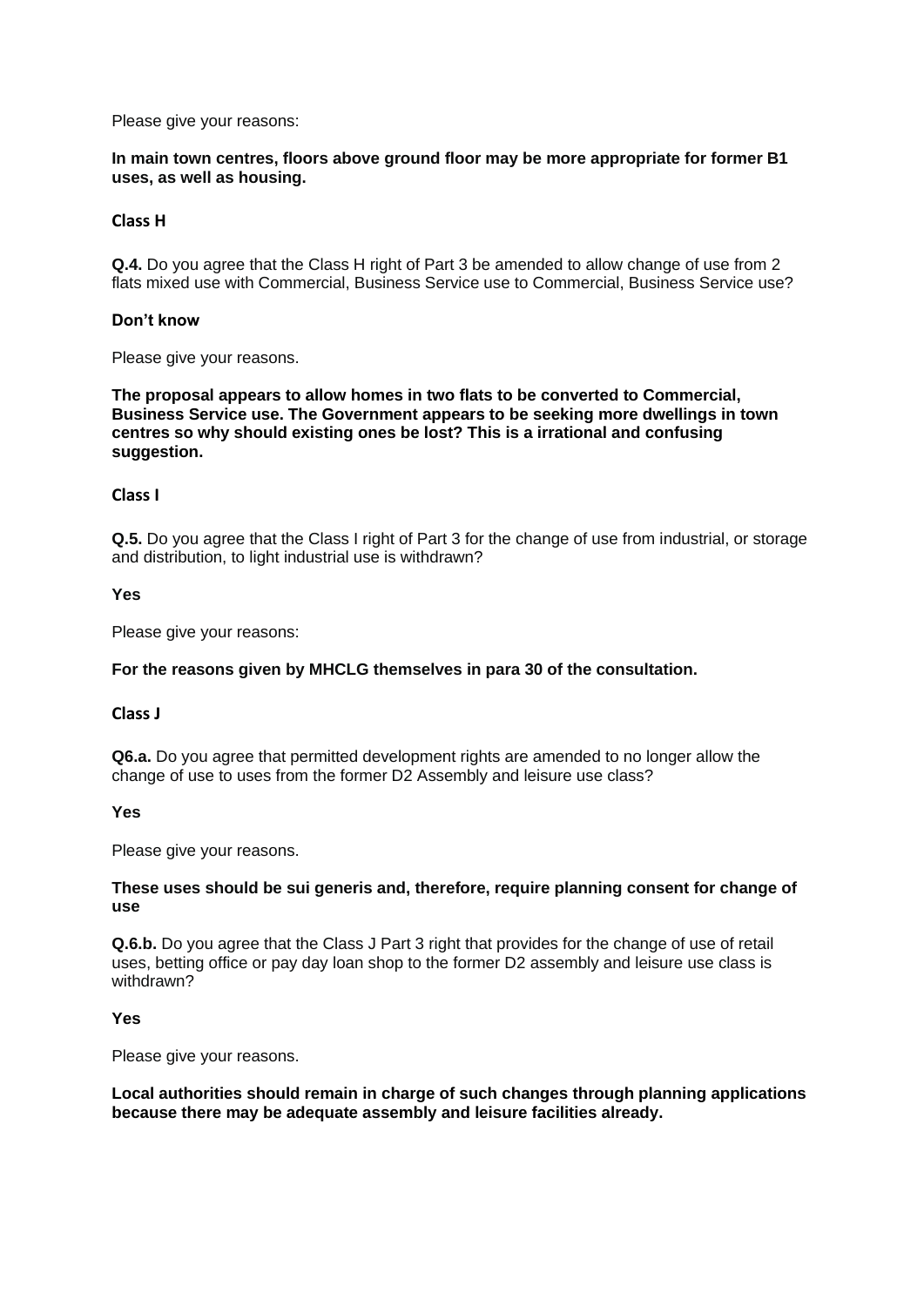Please give your reasons:

**In main town centres, floors above ground floor may be more appropriate for former B1 uses, as well as housing.**

### Class H

**Q.4.** Do you agree that the Class H right of Part 3 be amended to allow change of use from 2 flats mixed use with Commercial, Business Service use to Commercial, Business Service use?

**Don't know**

Please give your reasons.

**The proposal appears to allow homes in two flats to be converted to Commercial, Business Service use. The Government appears to be seeking more dwellings in town centres so why should existing ones be lost? This is a irrational and confusing suggestion.**

### Class I

**Q.5.** Do you agree that the Class I right of Part 3 for the change of use from industrial, or storage and distribution, to light industrial use is withdrawn?

**Yes**

Please give your reasons:

**For the reasons given by MHCLG themselves in para 30 of the consultation.**

### Class J

**Q6.a.** Do you agree that permitted development rights are amended to no longer allow the change of use to uses from the former D2 Assembly and leisure use class?

**Yes**

Please give your reasons.

**These uses should be sui generis and, therefore, require planning consent for change of use**

**Q.6.b.** Do you agree that the Class J Part 3 right that provides for the change of use of retail uses, betting office or pay day loan shop to the former D2 assembly and leisure use class is withdrawn?

**Yes**

Please give your reasons.

**Local authorities should remain in charge of such changes through planning applications because there may be adequate assembly and leisure facilities already.**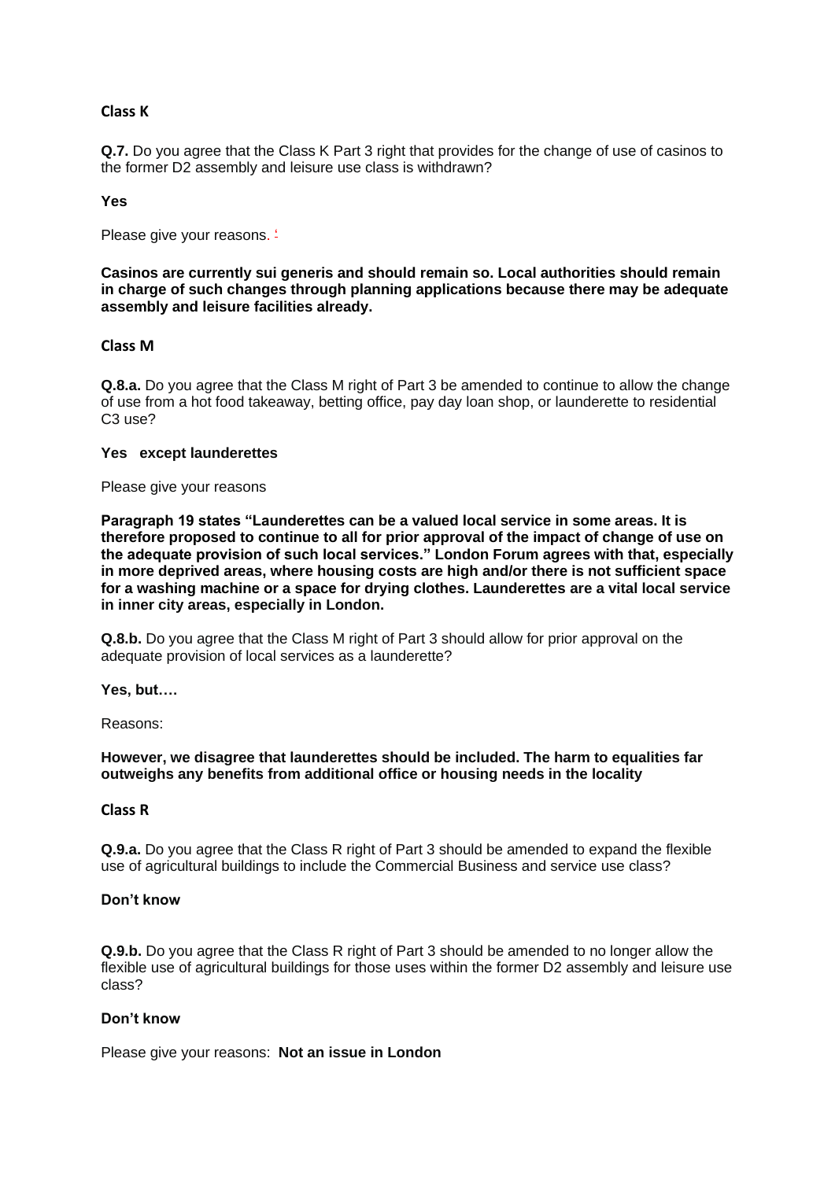**Class K**

**Q.7.** Do you agree that the Class K Part 3 right that provides for the change of use of casinos to the former D2 assembly and leisure use class is withdrawn?

**Yes**

Please give your reasons.

**Casinos are currently sui generis and should remain so. Local authorities should remain in charge of such changes through planning applications because there may be adequate assembly and leisure facilities already.**

**Class M**

**Q.8.a.** Do you agree that the Class M right of Part 3 be amended to continue to allow the change of use from a hot food takeaway, betting office, pay day loan shop, or launderette to residential C3 use?

**Yes except launderettes**

Please give your reasons

**Paragraph 19 states "Launderettes can be a valued local service in some areas. It is therefore proposed to continue to all for prior approval of the impact of change of use on the adequate provision of such local services." London Forum agrees with that, especially in more deprived areas, where housing costs are high and/or there is not sufficient space for a washing machine or a space for drying clothes. Launderettes are a vital local service in inner city areas, especially in London.**

**Q.8.b.** Do you agree that the Class M right of Part 3 should allow for prior approval on the adequate provision of local services as a launderette?

**Yes, but….**

Reasons:

**However, we disagree that launderettes should be included. The harm to equalities far outweighs any benefits from additional office or housing needs in the locality**

**Class R**

**Q.9.a.** Do you agree that the Class R right of Part 3 should be amended to expand the flexible use of agricultural buildings to include the Commercial Business and service use class?

**Don't know**

**Q.9.b.** Do you agree that the Class R right of Part 3 should be amended to no longer allow the flexible use of agricultural buildings for those uses within the former D2 assembly and leisure use class?

**Don't know**

Please give your reasons: **Not an issue in London**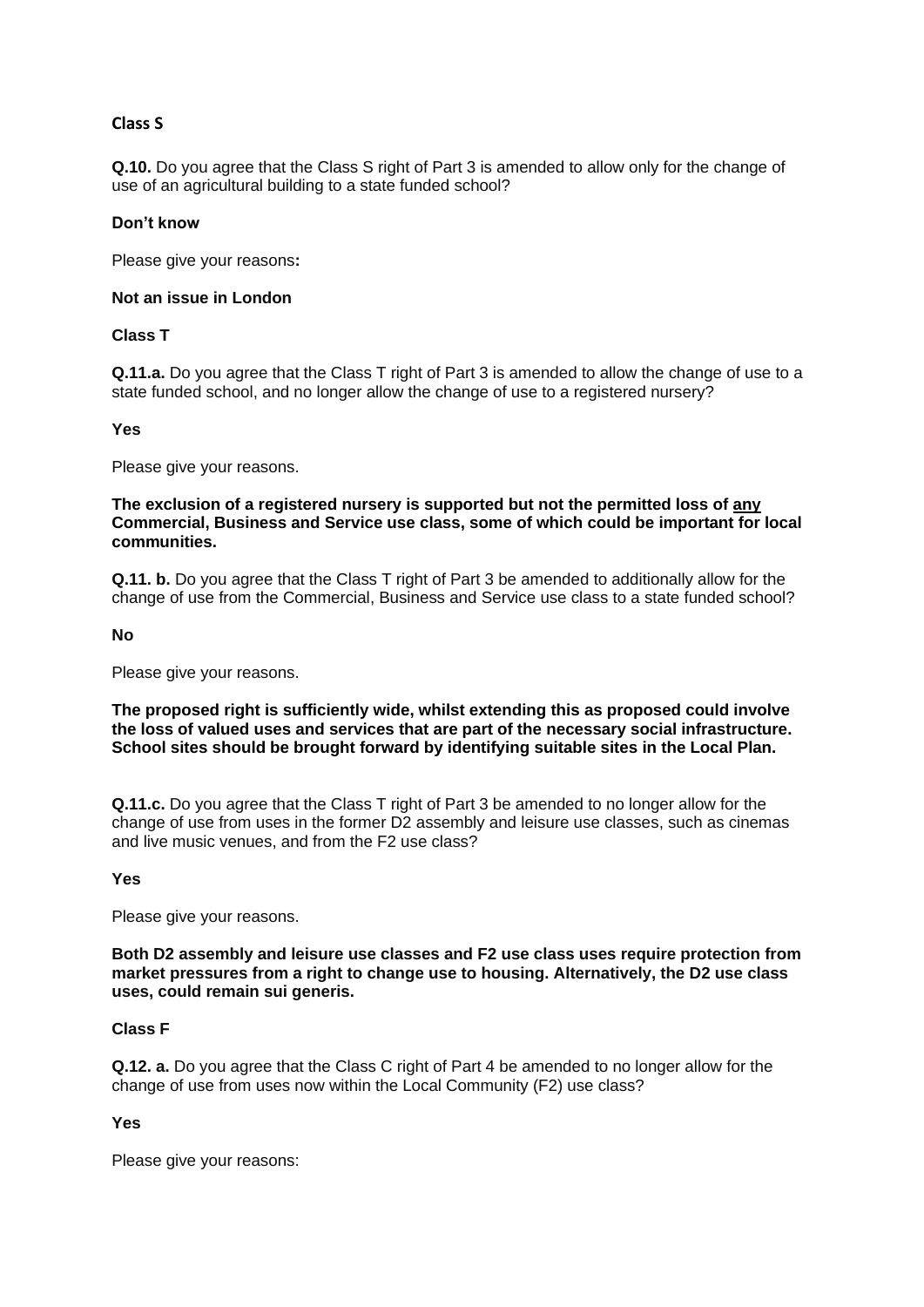**Class S**

**Q.10.** Do you agree that the Class S right of Part 3 is amended to allow only for the change of use of an agricultural building to a state funded school?

**Don't know**

Please give your reasons**:**

**Not an issue in London**

**Class T**

**Q.11.a.** Do you agree that the Class T right of Part 3 is amended to allow the change of use to a state funded school, and no longer allow the change of use to a registered nursery?

**Yes**

Please give your reasons.

**The exclusion of a registered nursery is supported but not the permitted loss of <u>any</u> Commercial, Business and Service use class, some of which could be important for local communities.**

**Q.11. b.** Do you agree that the Class T right of Part 3 be amended to additionally allow for the change of use from the Commercial, Business and Service use class to a state funded school?

**No**

Please give your reasons.

**The proposed right is sufficiently wide, whilst extending this as proposed could involve the loss of valued uses and services that are part of the necessary social infrastructure. School sites should be brought forward by identifying suitable sites in the Local Plan.**

**Q.11.c.** Do you agree that the Class T right of Part 3 be amended to no longer allow for the change of use from uses in the former D2 assembly and leisure use classes, such as cinemas and live music venues, and from the F2 use class?

**Yes**

Please give your reasons.

**Both D2 assembly and leisure use classes and F2 use class uses require protection from market pressures from a right to change use to housing. Alternatively, the D2 use class uses, could remain sui generis.**

**Class F**

**Q.12. a.** Do you agree that the Class C right of Part 4 be amended to no longer allow for the change of use from uses now within the Local Community (F2) use class?

**Yes**

Please give your reasons: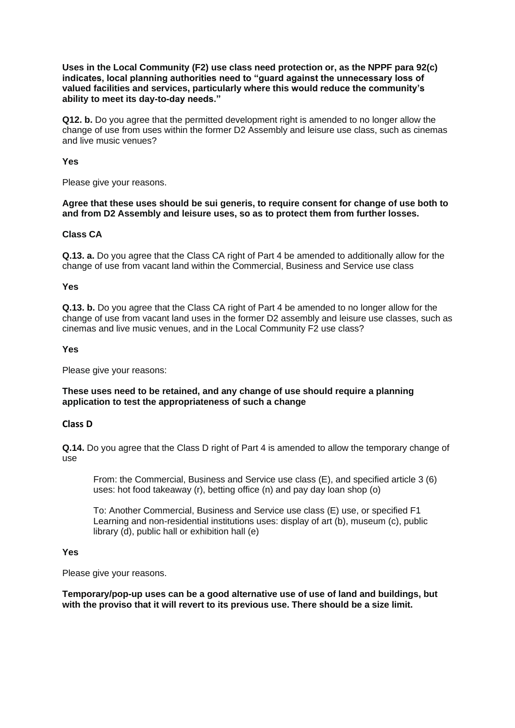**Uses in the Local Community (F2) use class need protection or, as the NPPF para 92(c) indicates, local planning authorities need to "guard against the unnecessary loss of valued facilities and services, particularly where this would reduce the community's ability to meet its day-to-day needs."**

**Q12. b.** Do you agree that the permitted development right is amended to no longer allow the change of use from uses within the former D2 Assembly and leisure use class, such as cinemas and live music venues?

**Yes**

Please give your reasons.

**Agree that these uses should be sui generis, to require consent for change of use both to and from D2 Assembly and leisure uses, so as to protect them from further losses.**

### Class CA

**Q.13. a.** Do you agree that the Class CA right of Part 4 be amended to additionally allow for the change of use from vacant land within the Commercial, Business and Service use class

**Yes**

**Q.13. b.** Do you agree that the Class CA right of Part 4 be amended to no longer allow for the change of use from vacant land uses in the former D2 assembly and leisure use classes, such as cinemas and live music venues, and in the Local Community F2 use class?

**Yes**

Please give your reasons:

**These uses need to be retained, and any change of use should require a planning application to test the appropriateness of such a change**

### Class D

**Q.14.** Do you agree that the Class D right of Part 4 is amended to allow the temporary change of use

> From: the Commercial, Business and Service use class (E), and specified article 3 (6) uses: hot food takeaway (r), betting office (n) and pay day loan shop (o)
>
> To: Another Commercial, Business and Service use class (E) use, or specified F1 Learning and non-residential institutions uses: display of art (b), museum (c), public library (d), public hall or exhibition hall (e)

**Yes**

Please give your reasons.

**Temporary/pop-up uses can be a good alternative use of use of land and buildings, but with the proviso that it will revert to its previous use. There should be a size limit.**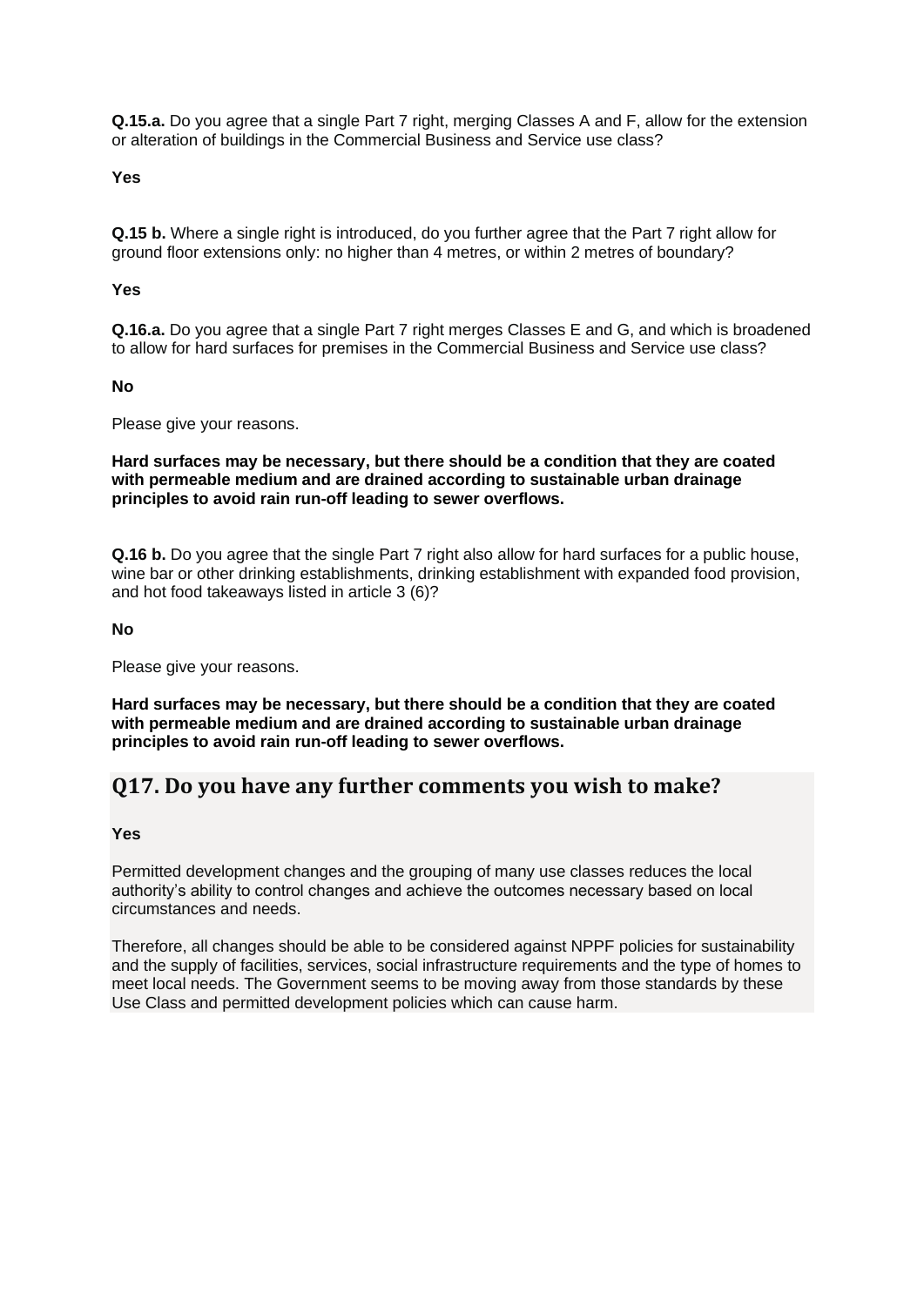**Q.15.a.** Do you agree that a single Part 7 right, merging Classes A and F, allow for the extension or alteration of buildings in the Commercial Business and Service use class?

**Yes**

**Q.15 b.** Where a single right is introduced, do you further agree that the Part 7 right allow for ground floor extensions only: no higher than 4 metres, or within 2 metres of boundary?

**Yes**

**Q.16.a.** Do you agree that a single Part 7 right merges Classes E and G, and which is broadened to allow for hard surfaces for premises in the Commercial Business and Service use class?

**No**

Please give your reasons.

**Hard surfaces may be necessary, but there should be a condition that they are coated with permeable medium and are drained according to sustainable urban drainage principles to avoid rain run-off leading to sewer overflows.**

**Q.16 b.** Do you agree that the single Part 7 right also allow for hard surfaces for a public house, wine bar or other drinking establishments, drinking establishment with expanded food provision, and hot food takeaways listed in article 3 (6)?

**No**

Please give your reasons.

**Hard surfaces may be necessary, but there should be a condition that they are coated with permeable medium and are drained according to sustainable urban drainage principles to avoid rain run-off leading to sewer overflows.**

## Q17. Do you have any further comments you wish to make?

**Yes**

Permitted development changes and the grouping of many use classes reduces the local authority's ability to control changes and achieve the outcomes necessary based on local circumstances and needs.

Therefore, all changes should be able to be considered against NPPF policies for sustainability and the supply of facilities, services, social infrastructure requirements and the type of homes to meet local needs. The Government seems to be moving away from those standards by these Use Class and permitted development policies which can cause harm.